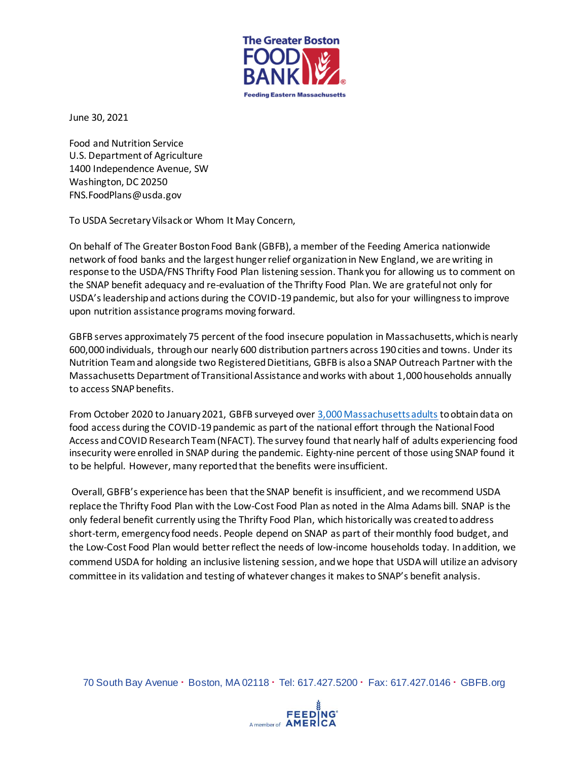The Greater Boston FOOD BANK

Feeding Eastern Massachusetts

June 30, 2021

Food and Nutrition Service
U.S. Department of Agriculture
1400 Independence Avenue, SW
Washington, DC 20250
FNS.FoodPlans@usda.gov

To USDA Secretary Vilsack or Whom It May Concern,

On behalf of The Greater Boston Food Bank (GBFB), a member of the Feeding America nationwide network of food banks and the largest hunger relief organization in New England, we are writing in response to the USDA/FNS Thrifty Food Plan listening session. Thank you for allowing us to comment on the SNAP benefit adequacy and re-evaluation of the Thrifty Food Plan. We are grateful not only for USDA's leadership and actions during the COVID-19 pandemic, but also for your willingness to improve upon nutrition assistance programs moving forward.

GBFB serves approximately 75 percent of the food insecure population in Massachusetts, which is nearly 600,000 individuals, through our nearly 600 distribution partners across 190 cities and towns. Under its Nutrition Team and alongside two Registered Dietitians, GBFB is also a SNAP Outreach Partner with the Massachusetts Department of Transitional Assistance and works with about 1,000 households annually to access SNAP benefits.

From October 2020 to January 2021, GBFB surveyed over 3,000 Massachusetts adults to obtain data on food access during the COVID-19 pandemic as part of the national effort through the National Food Access and COVID Research Team (NFACT). The survey found that nearly half of adults experiencing food insecurity were enrolled in SNAP during the pandemic. Eighty-nine percent of those using SNAP found it to be helpful. However, many reported that the benefits were insufficient.

Overall, GBFB's experience has been that the SNAP benefit is insufficient, and we recommend USDA replace the Thrifty Food Plan with the Low-Cost Food Plan as noted in the Alma Adams bill. SNAP is the only federal benefit currently using the Thrifty Food Plan, which historically was created to address short-term, emergency food needs. People depend on SNAP as part of their monthly food budget, and the Low-Cost Food Plan would better reflect the needs of low-income households today. In addition, we commend USDA for holding an inclusive listening session, and we hope that USDA will utilize an advisory committee in its validation and testing of whatever changes it makes to SNAP's benefit analysis.

70 South Bay Avenue · Boston, MA 02118 · Tel: 617.427.5200 · Fax: 617.427.0146 · GBFB.org

A member of FEEDING AMERICA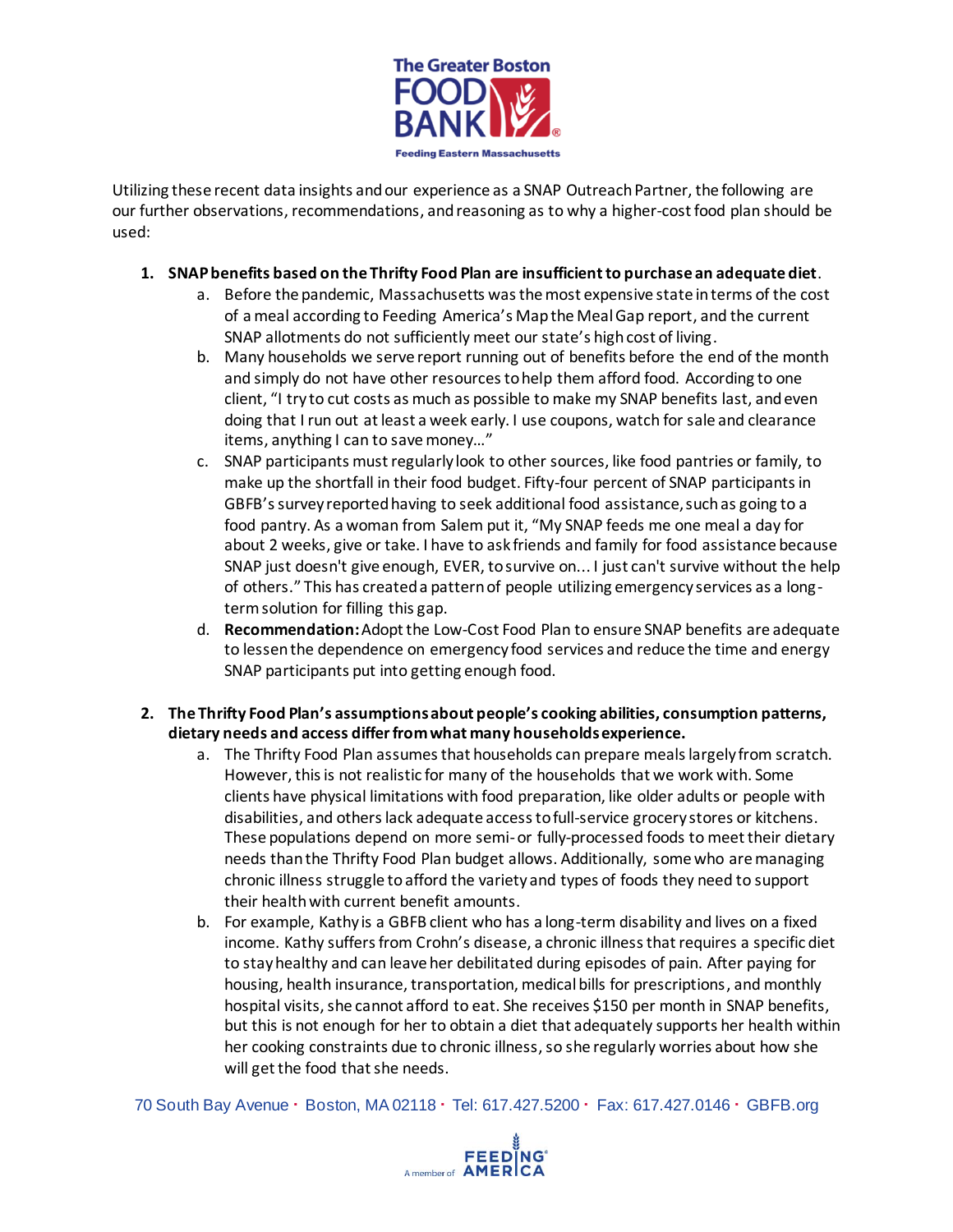Utilizing these recent data insights and our experience as a SNAP Outreach Partner, the following are our further observations, recommendations, and reasoning as to why a higher-cost food plan should be used:

1. **SNAP benefits based on the Thrifty Food Plan are insufficient to purchase an adequate diet**.
   a. Before the pandemic, Massachusetts was the most expensive state in terms of the cost of a meal according to Feeding America's Map the Meal Gap report, and the current SNAP allotments do not sufficiently meet our state's high cost of living.
   b. Many households we serve report running out of benefits before the end of the month and simply do not have other resources to help them afford food. According to one client, "I try to cut costs as much as possible to make my SNAP benefits last, and even doing that I run out at least a week early. I use coupons, watch for sale and clearance items, anything I can to save money…"
   c. SNAP participants must regularly look to other sources, like food pantries or family, to make up the shortfall in their food budget. Fifty-four percent of SNAP participants in GBFB's survey reported having to seek additional food assistance, such as going to a food pantry. As a woman from Salem put it, "My SNAP feeds me one meal a day for about 2 weeks, give or take. I have to ask friends and family for food assistance because SNAP just doesn't give enough, EVER, to survive on… I just can't survive without the help of others." This has created a pattern of people utilizing emergency services as a long-term solution for filling this gap.
   d. **Recommendation:** Adopt the Low-Cost Food Plan to ensure SNAP benefits are adequate to lessen the dependence on emergency food services and reduce the time and energy SNAP participants put into getting enough food.

2. **The Thrifty Food Plan's assumptions about people's cooking abilities, consumption patterns, dietary needs and access differ from what many households experience.**
   a. The Thrifty Food Plan assumes that households can prepare meals largely from scratch. However, this is not realistic for many of the households that we work with. Some clients have physical limitations with food preparation, like older adults or people with disabilities, and others lack adequate access to full-service grocery stores or kitchens. These populations depend on more semi- or fully-processed foods to meet their dietary needs than the Thrifty Food Plan budget allows. Additionally, some who are managing chronic illness struggle to afford the variety and types of foods they need to support their health with current benefit amounts.
   b. For example, Kathy is a GBFB client who has a long-term disability and lives on a fixed income. Kathy suffers from Crohn's disease, a chronic illness that requires a specific diet to stay healthy and can leave her debilitated during episodes of pain. After paying for housing, health insurance, transportation, medical bills for prescriptions, and monthly hospital visits, she cannot afford to eat. She receives $150 per month in SNAP benefits, but this is not enough for her to obtain a diet that adequately supports her health within her cooking constraints due to chronic illness, so she regularly worries about how she will get the food that she needs.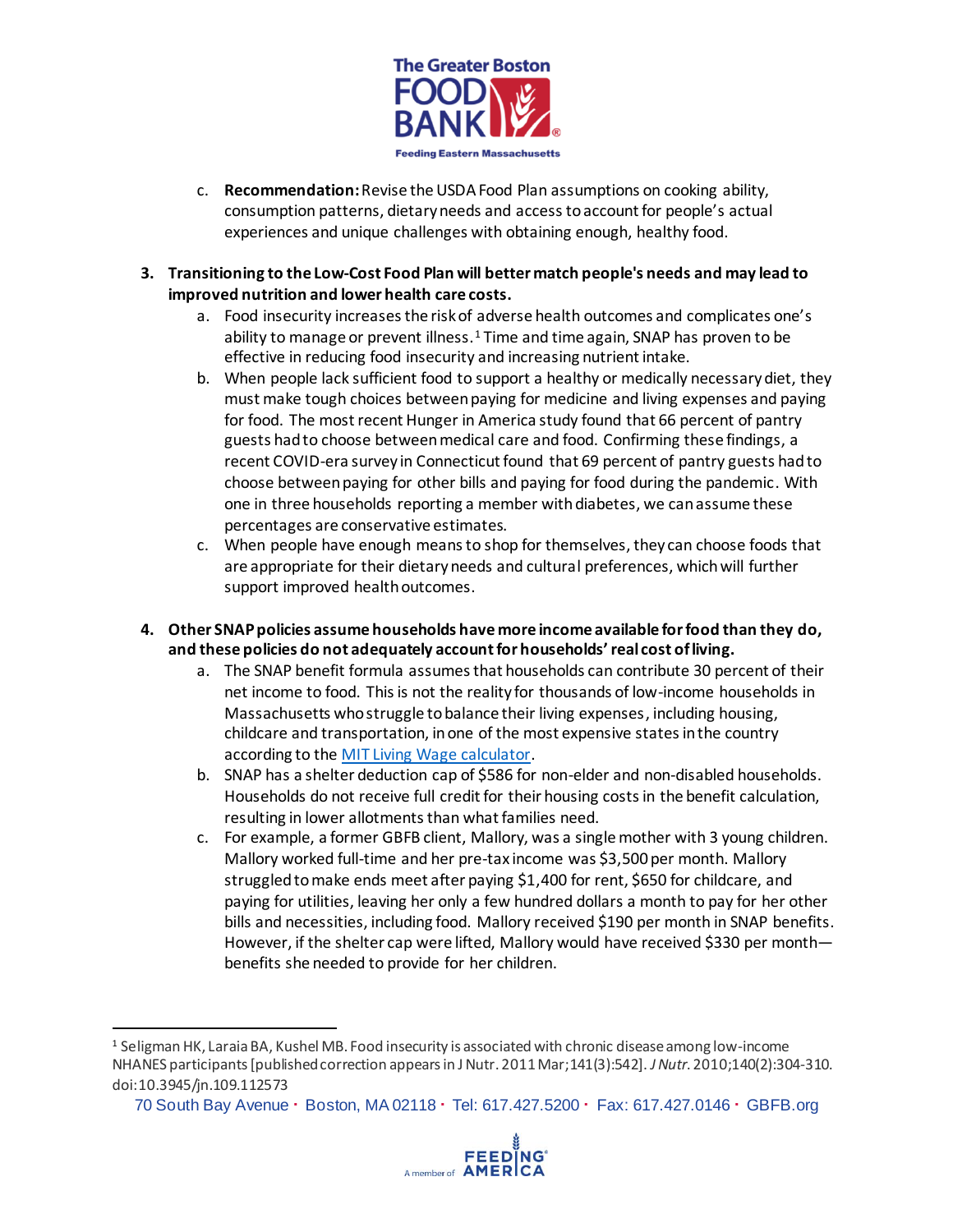c. **Recommendation:** Revise the USDA Food Plan assumptions on cooking ability, consumption patterns, dietary needs and access to account for people's actual experiences and unique challenges with obtaining enough, healthy food.

3. **Transitioning to the Low-Cost Food Plan will better match people's needs and may lead to improved nutrition and lower health care costs.**
   a. Food insecurity increases the risk of adverse health outcomes and complicates one's ability to manage or prevent illness.[1] Time and time again, SNAP has proven to be effective in reducing food insecurity and increasing nutrient intake.
   b. When people lack sufficient food to support a healthy or medically necessary diet, they must make tough choices between paying for medicine and living expenses and paying for food. The most recent Hunger in America study found that 66 percent of pantry guests had to choose between medical care and food. Confirming these findings, a recent COVID-era survey in Connecticut found that 69 percent of pantry guests had to choose between paying for other bills and paying for food during the pandemic. With one in three households reporting a member with diabetes, we can assume these percentages are conservative estimates.
   c. When people have enough means to shop for themselves, they can choose foods that are appropriate for their dietary needs and cultural preferences, which will further support improved health outcomes.

4. **Other SNAP policies assume households have more income available for food than they do, and these policies do not adequately account for households' real cost of living.**
   a. The SNAP benefit formula assumes that households can contribute 30 percent of their net income to food. This is not the reality for thousands of low-income households in Massachusetts who struggle to balance their living expenses, including housing, childcare and transportation, in one of the most expensive states in the country according to the MIT Living Wage calculator.
   b. SNAP has a shelter deduction cap of $586 for non-elder and non-disabled households. Households do not receive full credit for their housing costs in the benefit calculation, resulting in lower allotments than what families need.
   c. For example, a former GBFB client, Mallory, was a single mother with 3 young children. Mallory worked full-time and her pre-tax income was $3,500 per month. Mallory struggled to make ends meet after paying $1,400 for rent, $650 for childcare, and paying for utilities, leaving her only a few hundred dollars a month to pay for her other bills and necessities, including food. Mallory received $190 per month in SNAP benefits. However, if the shelter cap were lifted, Mallory would have received $330 per month—benefits she needed to provide for her children.

---

[1] Seligman HK, Laraia BA, Kushel MB. Food insecurity is associated with chronic disease among low-income NHANES participants [published correction appears in J Nutr. 2011 Mar;141(3):542]. *J Nutr.* 2010;140(2):304-310. doi:10.3945/jn.109.112573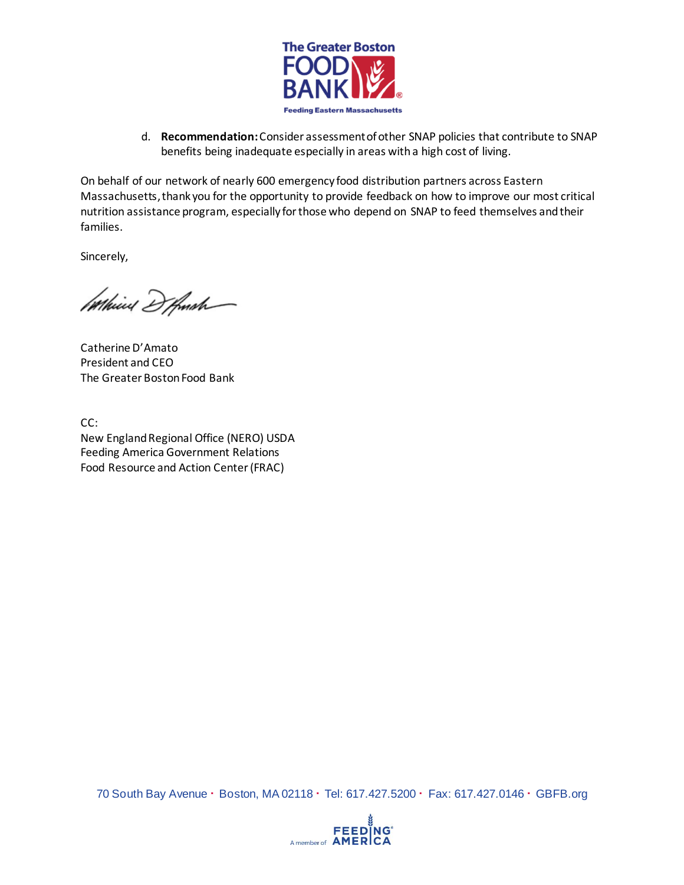d. **Recommendation:** Consider assessment of other SNAP policies that contribute to SNAP benefits being inadequate especially in areas with a high cost of living.

On behalf of our network of nearly 600 emergency food distribution partners across Eastern Massachusetts, thank you for the opportunity to provide feedback on how to improve our most critical nutrition assistance program, especially for those who depend on SNAP to feed themselves and their families.

Sincerely,

Catherine D'Amato
President and CEO
The Greater Boston Food Bank

CC:
New England Regional Office (NERO) USDA
Feeding America Government Relations
Food Resource and Action Center (FRAC)